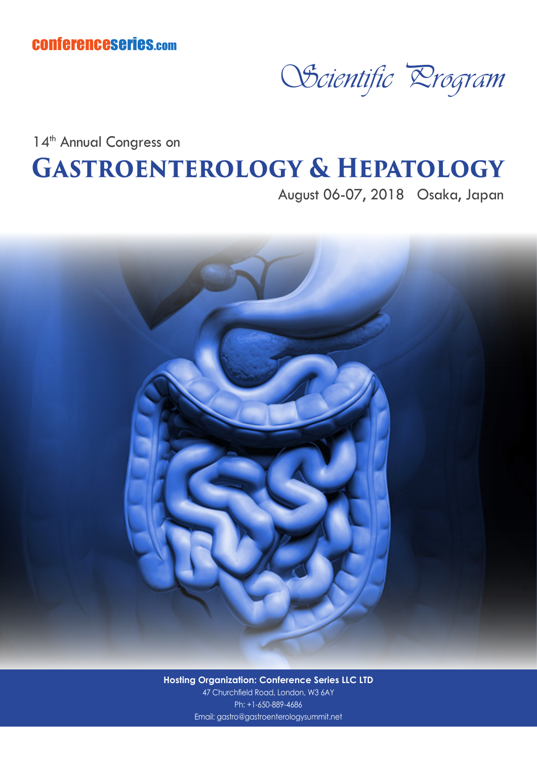conferenceseries.com

*Scientific Program*

14th Annual Congress on

# GASTROENTEROLOGY & HEPATOLOGY

August 06-07, 2018 Osaka, Japan

**Hosting Organization: Conference Series LLC LTD**

47 Churchfield Road, London, W3 6AY

Ph: +1-650-889-4686

Email: gastro@gastroenterologysummit.net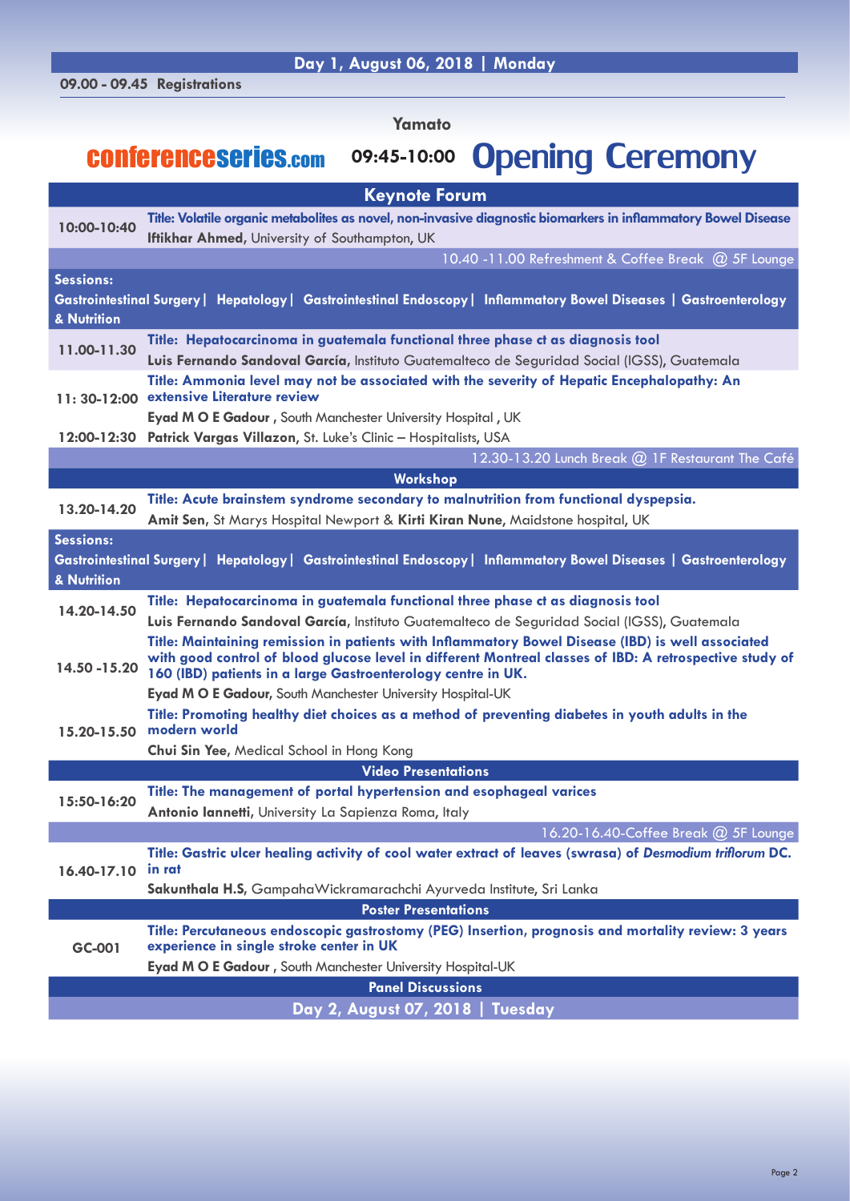## Day 1, August 06, 2018 | Monday

**09.00 - 09.45 Registrations**

### Yamato

**conferenceseries.com** **09:45-10:00** **Opening Ceremony**

### Keynote Forum

**10:00-10:40**
**Title: Volatile organic metabolites as novel, non-invasive diagnostic biomarkers in inflammatory Bowel Disease**
**Iftikhar Ahmed**, University of Southampton, UK

10.40 -11.00 Refreshment & Coffee Break @ 5F Lounge

**Sessions:**
**Gastrointestinal Surgery | Hepatology | Gastrointestinal Endoscopy | Inflammatory Bowel Diseases | Gastroenterology & Nutrition**

**11.00-11.30**
**Title: Hepatocarcinoma in guatemala functional three phase ct as diagnosis tool**
**Luis Fernando Sandoval García,** Instituto Guatemalteco de Seguridad Social (IGSS), Guatemala

**11: 30-12:00**
**Title: Ammonia level may not be associated with the severity of Hepatic Encephalopathy: An extensive Literature review**
**Eyad M O E Gadour** , South Manchester University Hospital , UK

**12:00-12:30**
**Patrick Vargas Villazon**, St. Luke's Clinic – Hospitalists, USA

12.30-13.20 Lunch Break @ 1F Restaurant The Café

### Workshop

**13.20-14.20**
**Title: Acute brainstem syndrome secondary to malnutrition from functional dyspepsia.**
**Amit Sen**, St Marys Hospital Newport & **Kirti Kiran Nune**, Maidstone hospital, UK

**Sessions:**
**Gastrointestinal Surgery | Hepatology | Gastrointestinal Endoscopy | Inflammatory Bowel Diseases | Gastroenterology & Nutrition**

**14.20-14.50**
**Title: Hepatocarcinoma in guatemala functional three phase ct as diagnosis tool**
**Luis Fernando Sandoval García,** Instituto Guatemalteco de Seguridad Social (IGSS), Guatemala

**14.50 -15.20**
**Title: Maintaining remission in patients with Inflammatory Bowel Disease (IBD) is well associated with good control of blood glucose level in different Montreal classes of IBD: A retrospective study of 160 (IBD) patients in a large Gastroenterology centre in UK.**
**Eyad M O E Gadour,** South Manchester University Hospital-UK

**15.20-15.50**
**Title: Promoting healthy diet choices as a method of preventing diabetes in youth adults in the modern world**
**Chui Sin Yee**, Medical School in Hong Kong

### Video Presentations

**15:50-16:20**
**Title: The management of portal hypertension and esophageal varices**
**Antonio Iannetti,** University La Sapienza Roma, Italy

16.20-16.40-Coffee Break @ 5F Lounge

**16.40-17.10**
**Title: Gastric ulcer healing activity of cool water extract of leaves (swrasa) of *Desmodium triflorum* DC. in rat**
**Sakunthala H.S**, GampahaWickramarachchi Ayurveda Institute, Sri Lanka

### Poster Presentations

**GC-001**
**Title: Percutaneous endoscopic gastrostomy (PEG) Insertion, prognosis and mortality review: 3 years experience in single stroke center in UK**
**Eyad M O E Gadour** , South Manchester University Hospital-UK

### Panel Discussions

## Day 2, August 07, 2018 | Tuesday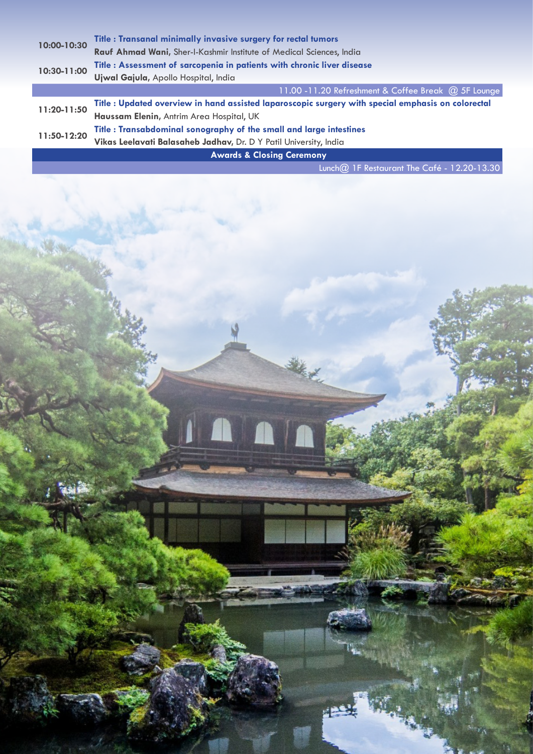| | |
|---|---|
| 10:00-10:30 | **Title : Transanal minimally invasive surgery for rectal tumors**<br>**Rauf Ahmad Wani,** Sher-I-Kashmir Institute of Medical Sciences, India |
| 10:30-11:00 | **Title : Assessment of sarcopenia in patients with chronic liver disease**<br>**Ujwal Gajula,** Apollo Hospital, India |
| | 11.00 -11.20 Refreshment & Coffee Break @ 5F Lounge |
| 11:20-11:50 | **Title : Updated overview in hand assisted laparoscopic surgery with special emphasis on colorectal**<br>**Haussam Elenin,** Antrim Area Hospital, UK |
| 11:50-12:20 | **Title : Transabdominal sonography of the small and large intestines**<br>**Vikas Leelavati Balasaheb Jadhav,** Dr. D Y Patil University, India |
| | **Awards & Closing Ceremony** |
| | Lunch@ 1F Restaurant The Café - 12.20-13.30 |